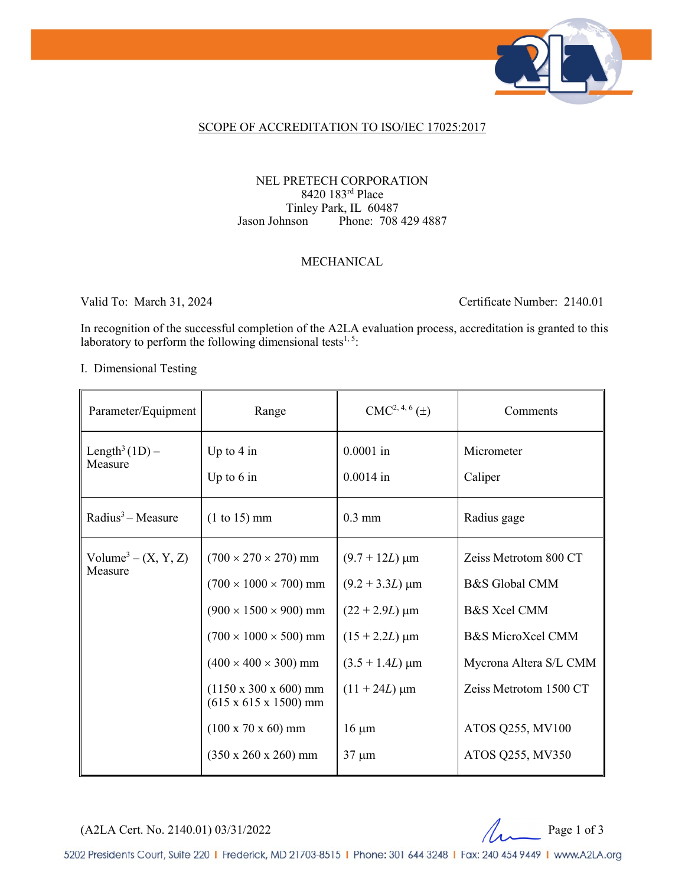SCOPE OF ACCREDITATION TO ISO/IEC 17025:2017

NEL PRETECH CORPORATION
8420 183rd Place
Tinley Park, IL 60487
Jason Johnson Phone: 708 429 4887

MECHANICAL

Valid To: March 31, 2024 Certificate Number: 2140.01

In recognition of the successful completion of the A2LA evaluation process, accreditation is granted to this laboratory to perform the following dimensional tests[1, 5]:

I. Dimensional Testing

| Parameter/Equipment | Range | CMC[2, 4, 6] (±) | Comments |
|---|---|---|---|
| Length[3] (1D) – Measure | Up to 4 in | 0.0001 in | Micrometer |
| | Up to 6 in | 0.0014 in | Caliper |
| Radius[3] – Measure | (1 to 15) mm | 0.3 mm | Radius gage |
| Volume[3] – (X, Y, Z) Measure | (700 × 270 × 270) mm | $(9.7 + 12L)$ µm | Zeiss Metrotom 800 CT |
| | (700 × 1000 × 700) mm | $(9.2 + 3.3L)$ µm | B&S Global CMM |
| | (900 × 1500 × 900) mm | $(22 + 2.9L)$ µm | B&S Xcel CMM |
| | (700 × 1000 × 500) mm | $(15 + 2.2L)$ µm | B&S MicroXcel CMM |
| | (400 × 400 × 300) mm | $(3.5 + 1.4L)$ µm | Mycrona Altera S/L CMM |
| | (1150 x 300 x 600) mm (615 x 615 x 1500) mm | $(11 + 24L)$ µm | Zeiss Metrotom 1500 CT |
| | (100 x 70 x 60) mm | 16 µm | ATOS Q255, MV100 |
| | (350 x 260 x 260) mm | 37 µm | ATOS Q255, MV350 |

(A2LA Cert. No. 2140.01) 03/31/2022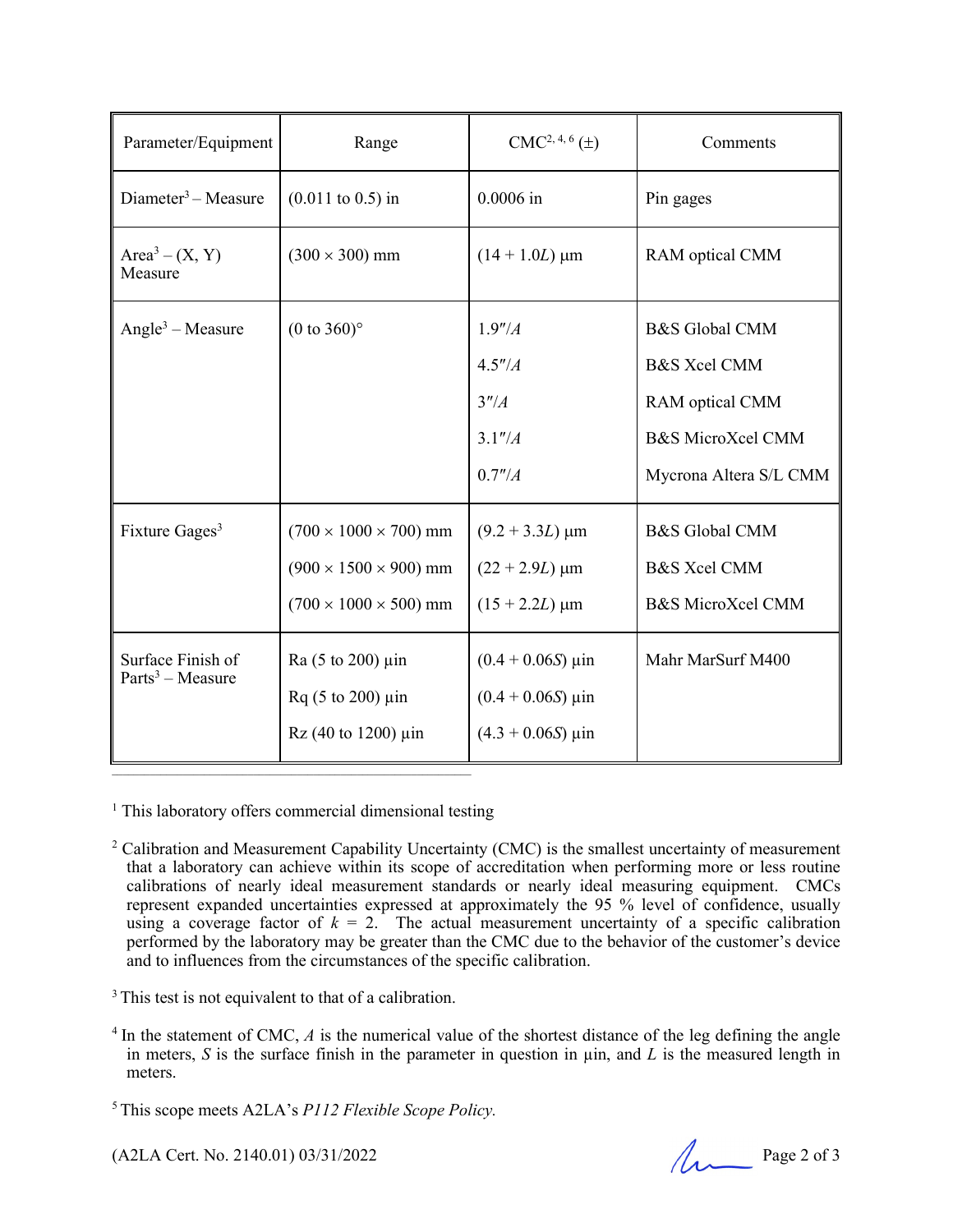| Parameter/Equipment | Range | CMC[2, 4, 6] (±) | Comments |
|---|---|---|---|
| Diameter[3] – Measure | (0.011 to 0.5) in | 0.0006 in | Pin gages |
| Area[3] – (X, Y) Measure | (300 × 300) mm | (14 + 1.0*L*) µm | RAM optical CMM |
| Angle[3] – Measure | (0 to 360)° | 1.9″/*A*<br>4.5″/*A*<br>3″/*A*<br>3.1″/*A*<br>0.7″/*A* | B&S Global CMM<br>B&S Xcel CMM<br>RAM optical CMM<br>B&S MicroXcel CMM<br>Mycrona Altera S/L CMM |
| Fixture Gages[3] | (700 × 1000 × 700) mm<br>(900 × 1500 × 900) mm<br>(700 × 1000 × 500) mm | (9.2 + 3.3*L*) µm<br>(22 + 2.9*L*) µm<br>(15 + 2.2*L*) µm | B&S Global CMM<br>B&S Xcel CMM<br>B&S MicroXcel CMM |
| Surface Finish of Parts[3] – Measure | Ra (5 to 200) µin<br>Rq (5 to 200) µin<br>Rz (40 to 1200) µin | (0.4 + 0.06*S*) µin<br>(0.4 + 0.06*S*) µin<br>(4.3 + 0.06*S*) µin | Mahr MarSurf M400 |

---

[1] This laboratory offers commercial dimensional testing

[2] Calibration and Measurement Capability Uncertainty (CMC) is the smallest uncertainty of measurement that a laboratory can achieve within its scope of accreditation when performing more or less routine calibrations of nearly ideal measurement standards or nearly ideal measuring equipment. CMCs represent expanded uncertainties expressed at approximately the 95 % level of confidence, usually using a coverage factor of $k = 2$. The actual measurement uncertainty of a specific calibration performed by the laboratory may be greater than the CMC due to the behavior of the customer's device and to influences from the circumstances of the specific calibration.

[3] This test is not equivalent to that of a calibration.

[4] In the statement of CMC, *A* is the numerical value of the shortest distance of the leg defining the angle in meters, *S* is the surface finish in the parameter in question in µin, and *L* is the measured length in meters.

[5] This scope meets A2LA's *P112 Flexible Scope Policy.*

(A2LA Cert. No. 2140.01) 03/31/2022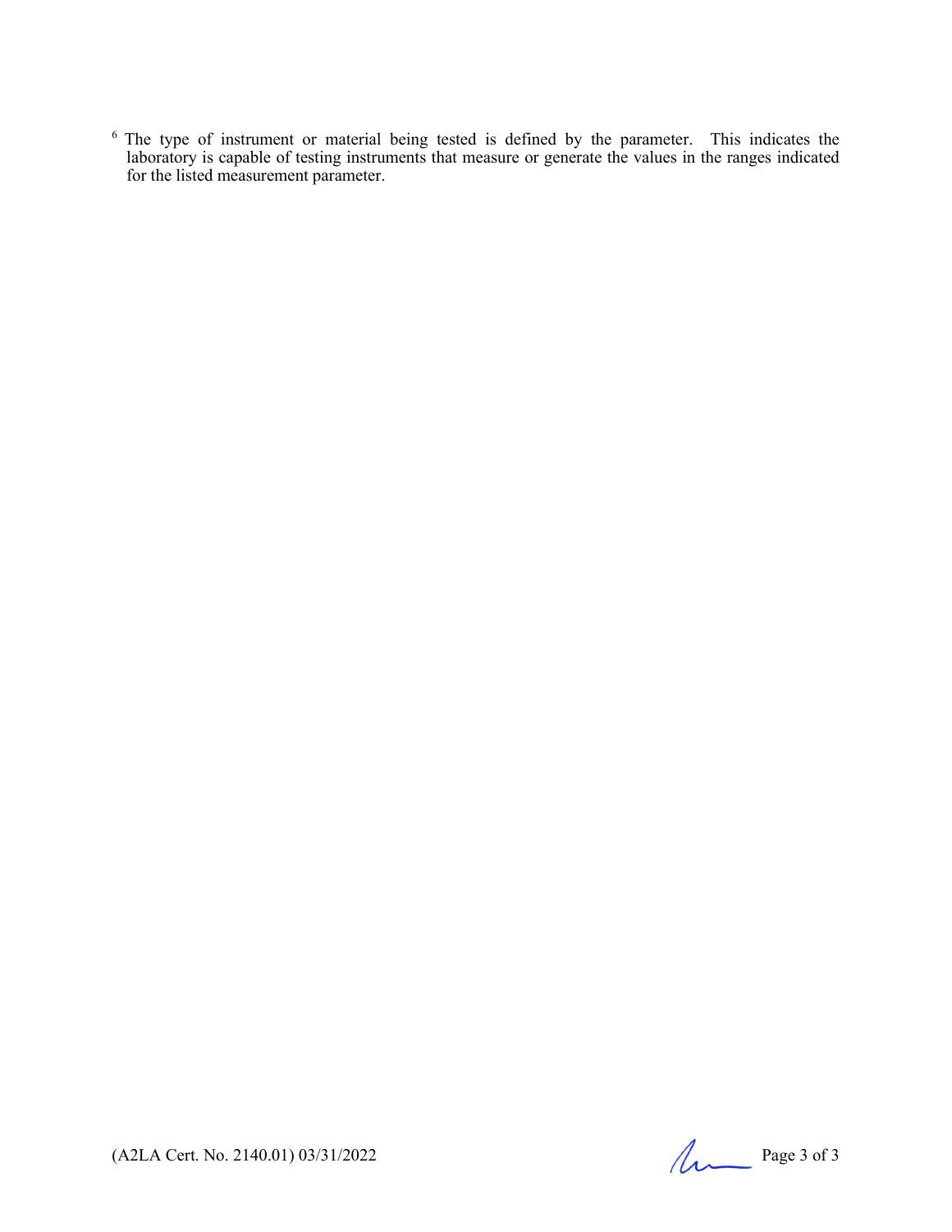[6] The type of instrument or material being tested is defined by the parameter. This indicates the laboratory is capable of testing instruments that measure or generate the values in the ranges indicated for the listed measurement parameter.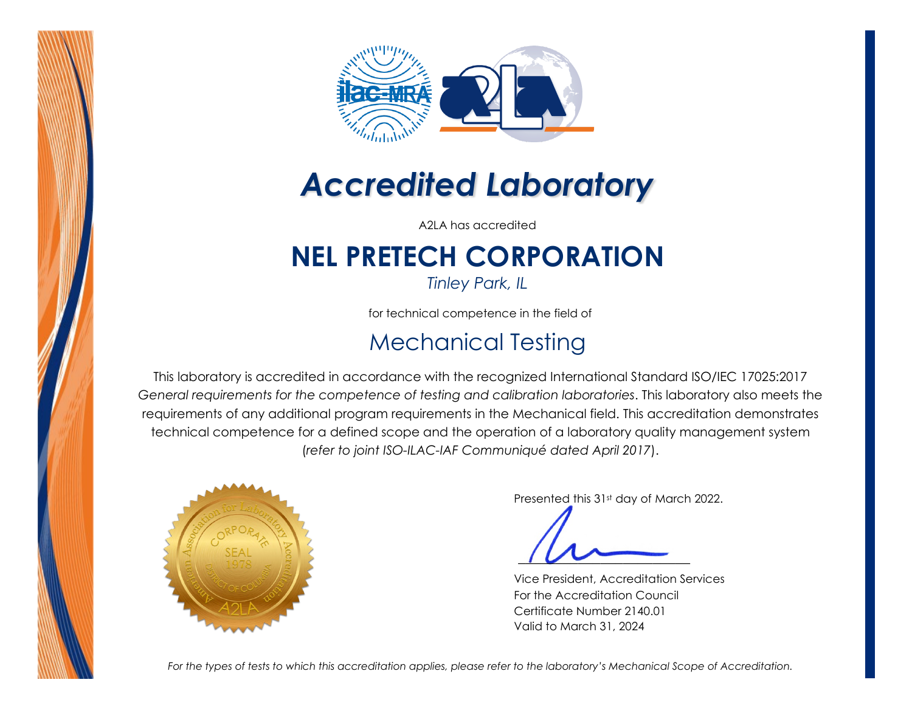# *Accredited Laboratory*

A2LA has accredited

## NEL PRETECH CORPORATION

*Tinley Park, IL*

for technical competence in the field of

## Mechanical Testing

This laboratory is accredited in accordance with the recognized International Standard ISO/IEC 17025:2017 *General requirements for the competence of testing and calibration laboratories*. This laboratory also meets the requirements of any additional program requirements in the Mechanical field. This accreditation demonstrates technical competence for a defined scope and the operation of a laboratory quality management system (*refer to joint ISO-ILAC-IAF Communiqué dated April 2017*).

Presented this 31st day of March 2022.

Vice President, Accreditation Services
For the Accreditation Council
Certificate Number 2140.01
Valid to March 31, 2024

*For the types of tests to which this accreditation applies, please refer to the laboratory's Mechanical Scope of Accreditation.*